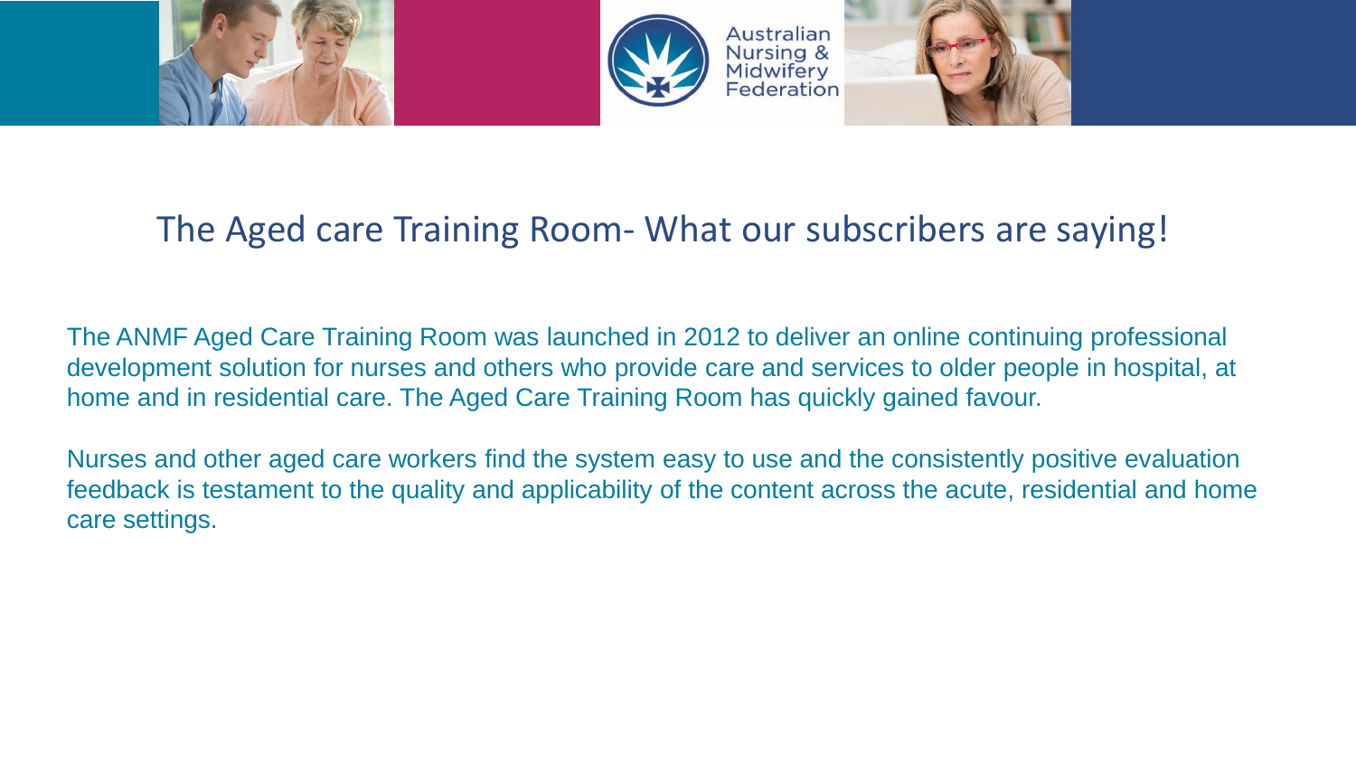# The Aged care Training Room- What our subscribers are saying!

The ANMF Aged Care Training Room was launched in 2012 to deliver an online continuing professional development solution for nurses and others who provide care and services to older people in hospital, at home and in residential care. The Aged Care Training Room has quickly gained favour.

Nurses and other aged care workers find the system easy to use and the consistently positive evaluation feedback is testament to the quality and applicability of the content across the acute, residential and home care settings.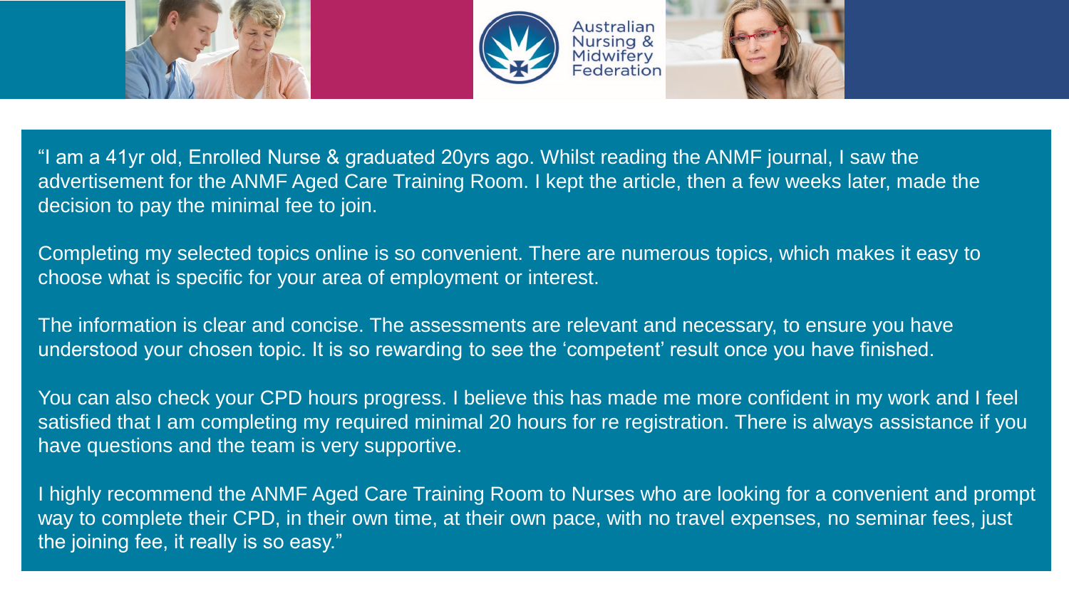Australian Nursing & Midwifery Federation

"I am a 41yr old, Enrolled Nurse & graduated 20yrs ago. Whilst reading the ANMF journal, I saw the advertisement for the ANMF Aged Care Training Room. I kept the article, then a few weeks later, made the decision to pay the minimal fee to join.

Completing my selected topics online is so convenient. There are numerous topics, which makes it easy to choose what is specific for your area of employment or interest.

The information is clear and concise. The assessments are relevant and necessary, to ensure you have understood your chosen topic. It is so rewarding to see the 'competent' result once you have finished.

You can also check your CPD hours progress. I believe this has made me more confident in my work and I feel satisfied that I am completing my required minimal 20 hours for re registration. There is always assistance if you have questions and the team is very supportive.

I highly recommend the ANMF Aged Care Training Room to Nurses who are looking for a convenient and prompt way to complete their CPD, in their own time, at their own pace, with no travel expenses, no seminar fees, just the joining fee, it really is so easy."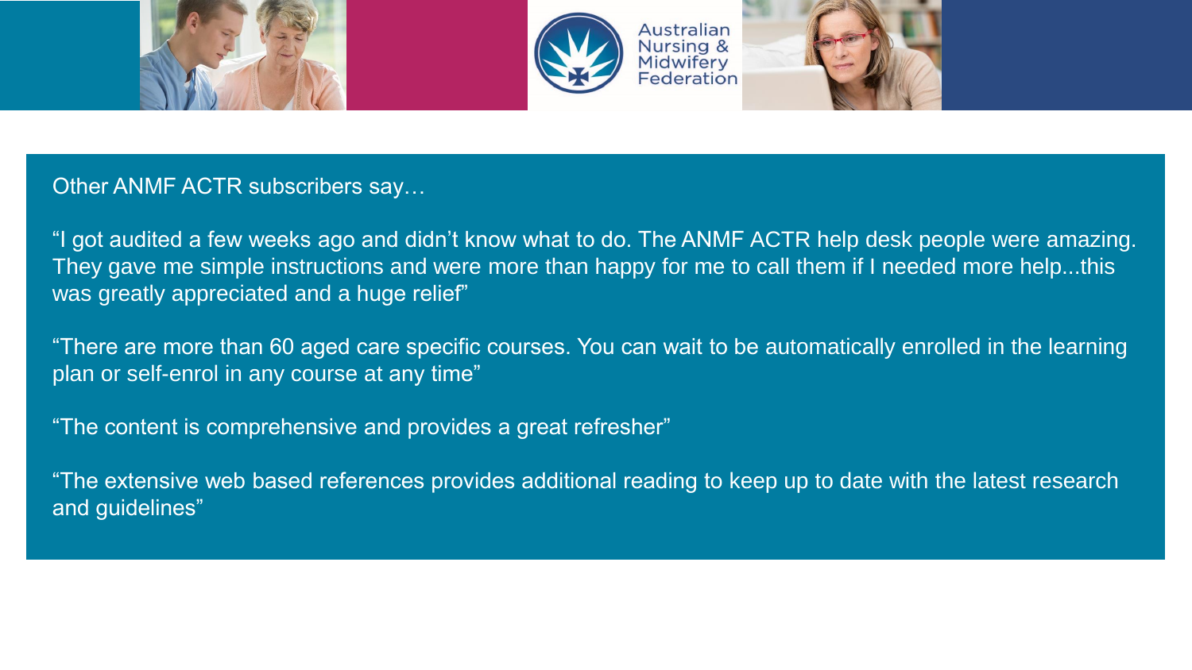Other ANMF ACTR subscribers say…

"I got audited a few weeks ago and didn't know what to do. The ANMF ACTR help desk people were amazing. They gave me simple instructions and were more than happy for me to call them if I needed more help...this was greatly appreciated and a huge relief"

"There are more than 60 aged care specific courses. You can wait to be automatically enrolled in the learning plan or self-enrol in any course at any time"

"The content is comprehensive and provides a great refresher"

"The extensive web based references provides additional reading to keep up to date with the latest research and guidelines"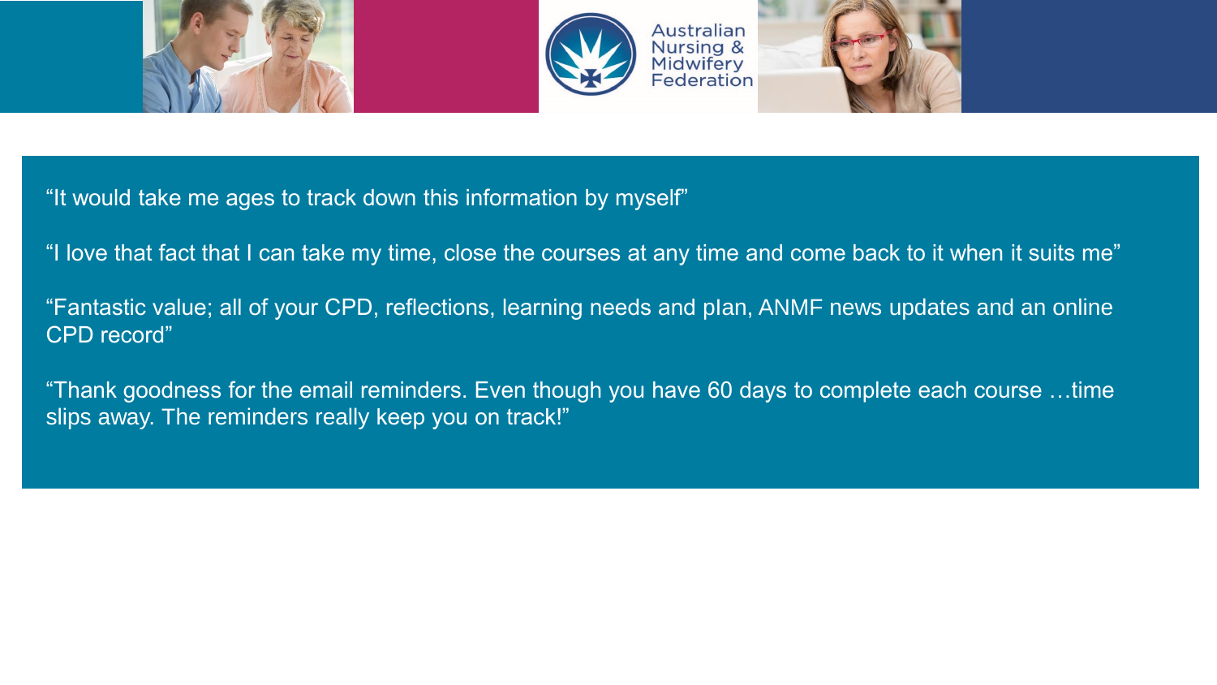Australian Nursing & Midwifery Federation

"It would take me ages to track down this information by myself"

"I love that fact that I can take my time, close the courses at any time and come back to it when it suits me"

"Fantastic value; all of your CPD, reflections, learning needs and plan, ANMF news updates and an online CPD record"

"Thank goodness for the email reminders. Even though you have 60 days to complete each course …time slips away. The reminders really keep you on track!"